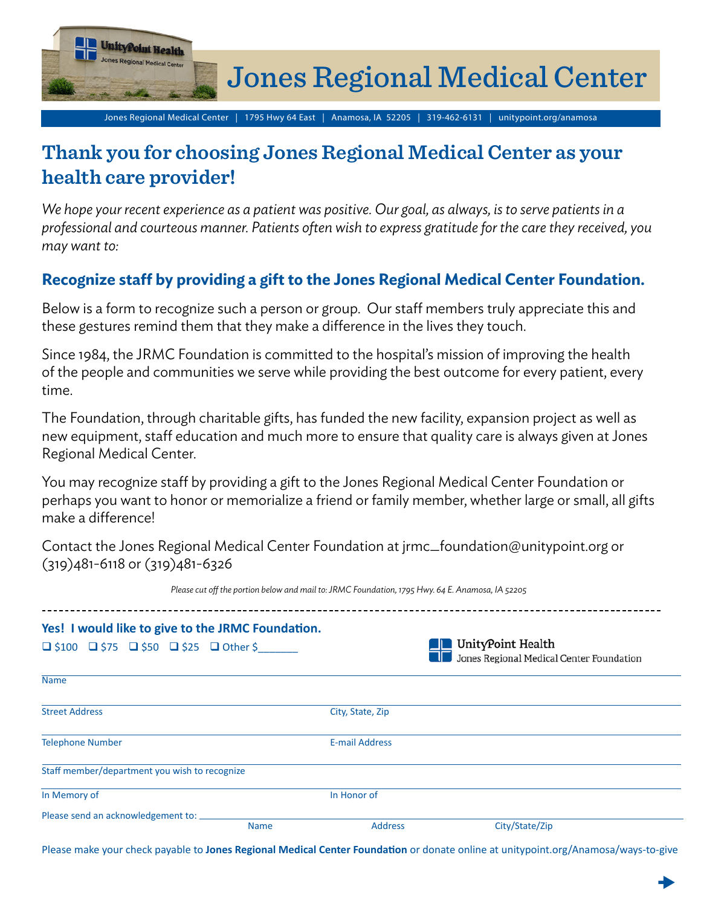# Jones Regional Medical Center

Jones Regional Medical Center | 1795 Hwy 64 East | Anamosa, IA 52205 | 319-462-6131 | unitypoint.org/anamosa

## Thank you for choosing Jones Regional Medical Center as your health care provider!

*We hope your recent experience as a patient was positive. Our goal, as always, is to serve patients in a professional and courteous manner. Patients often wish to express gratitude for the care they received, you may want to:*

### Recognize staff by providing a gift to the Jones Regional Medical Center Foundation.

Below is a form to recognize such a person or group. Our staff members truly appreciate this and these gestures remind them that they make a difference in the lives they touch.

Since 1984, the JRMC Foundation is committed to the hospital's mission of improving the health of the people and communities we serve while providing the best outcome for every patient, every time.

The Foundation, through charitable gifts, has funded the new facility, expansion project as well as new equipment, staff education and much more to ensure that quality care is always given at Jones Regional Medical Center.

You may recognize staff by providing a gift to the Jones Regional Medical Center Foundation or perhaps you want to honor or memorialize a friend or family member, whether large or small, all gifts make a difference!

Contact the Jones Regional Medical Center Foundation at jrmc_foundation@unitypoint.org or (319)481-6118 or (319)481-6326

*Please cut off the portion below and mail to: JRMC Foundation, 1795 Hwy. 64 E. Anamosa, IA 52205*

---

**Yes! I would like to give to the JRMC Foundation.**

UnityPoint Health
Jones Regional Medical Center Foundation

❑ $100 ❑ $75 ❑ $50 ❑ $25 ❑ Other $_______

Name

Street Address | City, State, Zip

Telephone Number | E-mail Address

Staff member/department you wish to recognize

In Memory of | In Honor of

Please send an acknowledgement to: ______ Name ______ Address ______ City/State/Zip

Please make your check payable to **Jones Regional Medical Center Foundation** or donate online at unitypoint.org/Anamosa/ways-to-give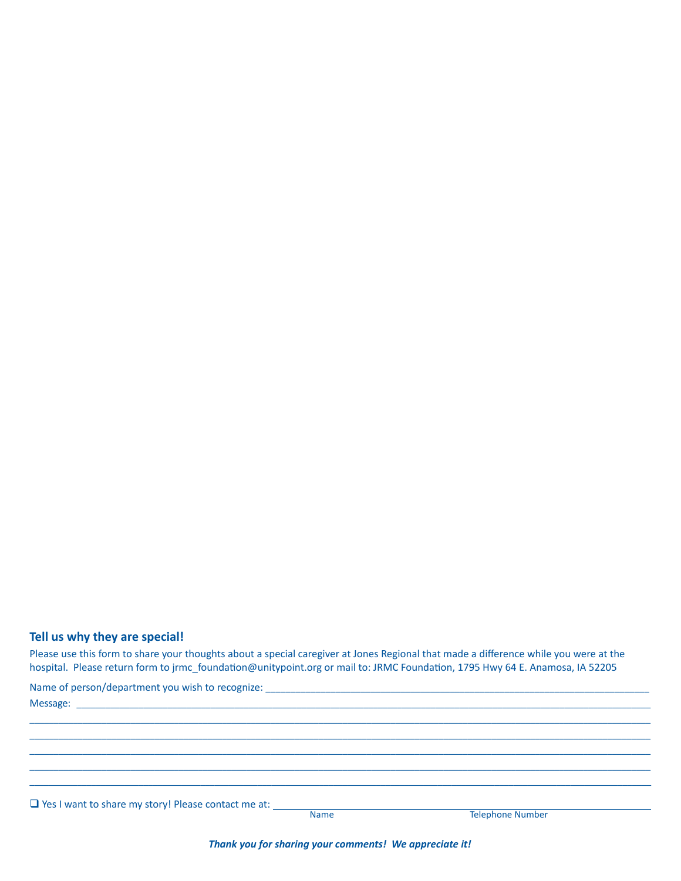**Tell us why they are special!**

Please use this form to share your thoughts about a special caregiver at Jones Regional that made a difference while you were at the hospital. Please return form to jrmc_foundation@unitypoint.org or mail to: JRMC Foundation, 1795 Hwy 64 E. Anamosa, IA 52205

Name of person/department you wish to recognize: ___________________________________________________________________________

Message: ___________________________________________________________________________________________________

___________________________________________________________________________________________________________

___________________________________________________________________________________________________________

___________________________________________________________________________________________________________

___________________________________________________________________________________________________________

___________________________________________________________________________________________________________

❑ Yes I want to share my story! Please contact me at: ____________________________________________________________________

Name Telephone Number

***Thank you for sharing your comments! We appreciate it!***